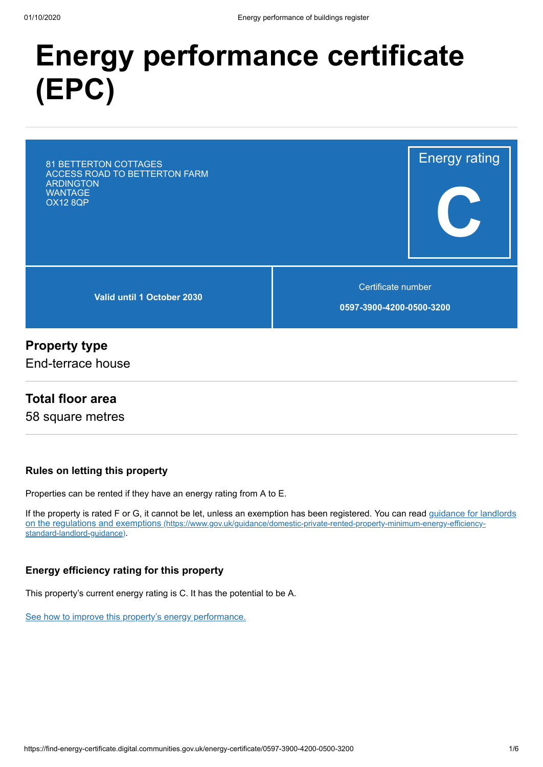# Energy performance certificate (EPC)

81 BETTERTON COTTAGES
ACCESS ROAD TO BETTERTON FARM
ARDINGTON
WANTAGE
OX12 8QP

Energy rating

**C**

**Valid until 1 October 2030**

Certificate number

**0597-3900-4200-0500-3200**

## Property type

End-terrace house

## Total floor area

58 square metres

### Rules on letting this property

Properties can be rented if they have an energy rating from A to E.

If the property is rated F or G, it cannot be let, unless an exemption has been registered. You can read guidance for landlords on the regulations and exemptions (https://www.gov.uk/guidance/domestic-private-rented-property-minimum-energy-efficiency-standard-landlord-guidance).

### Energy efficiency rating for this property

This property's current energy rating is C. It has the potential to be A.

See how to improve this property's energy performance.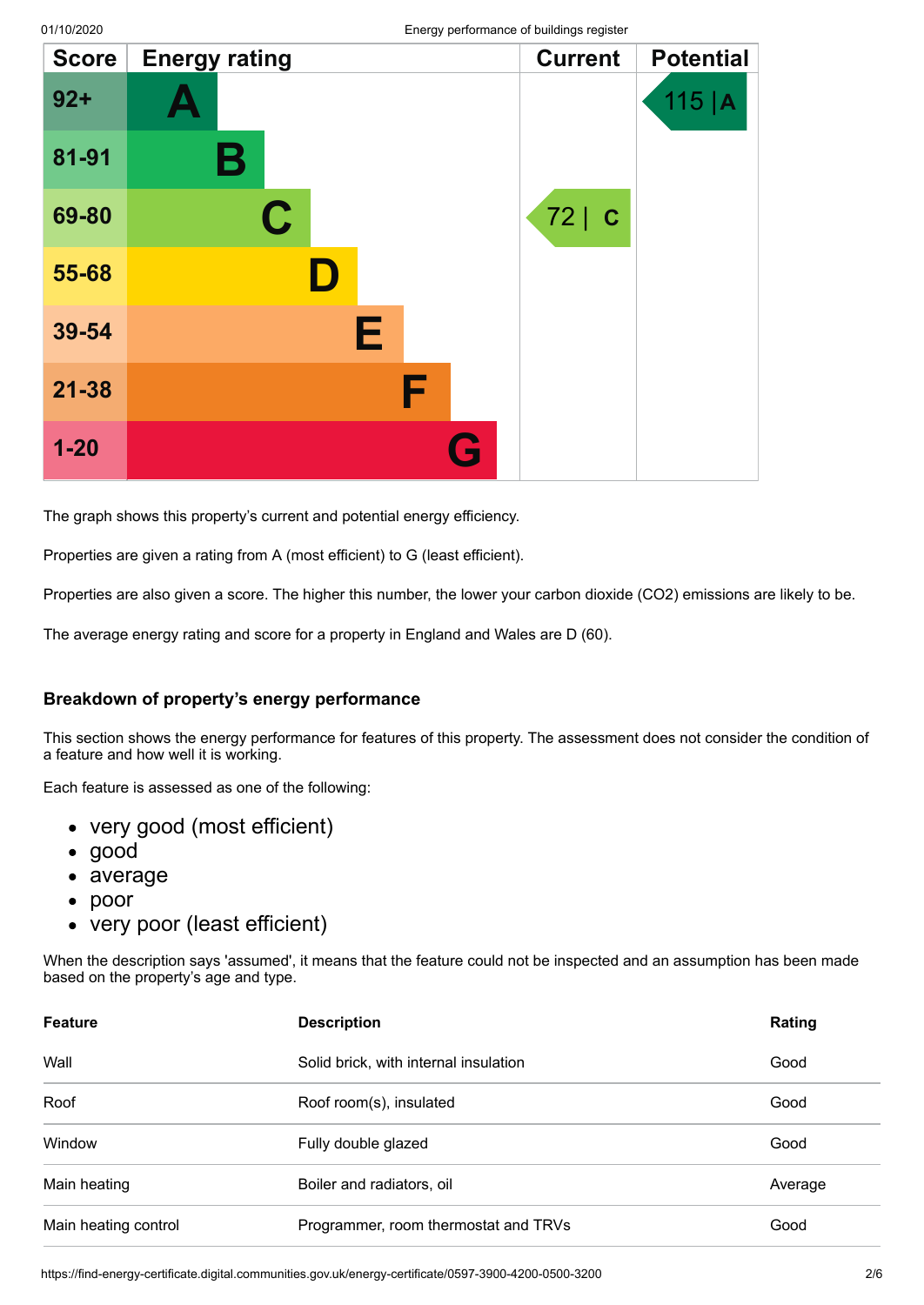| Score | Energy rating | Current | Potential |
|---|---|---|---|
| 92+ | A | | 115 \| A |
| 81-91 | B | | |
| 69-80 | C | 72 \| C | |
| 55-68 | D | | |
| 39-54 | E | | |
| 21-38 | F | | |
| 1-20 | G | | |

The graph shows this property's current and potential energy efficiency.

Properties are given a rating from A (most efficient) to G (least efficient).

Properties are also given a score. The higher this number, the lower your carbon dioxide ($CO_2$) emissions are likely to be.

The average energy rating and score for a property in England and Wales are D (60).

### Breakdown of property's energy performance

This section shows the energy performance for features of this property. The assessment does not consider the condition of a feature and how well it is working.

Each feature is assessed as one of the following:

- very good (most efficient)
- good
- average
- poor
- very poor (least efficient)

When the description says 'assumed', it means that the feature could not be inspected and an assumption has been made based on the property's age and type.

| Feature | Description | Rating |
|---|---|---|
| Wall | Solid brick, with internal insulation | Good |
| Roof | Roof room(s), insulated | Good |
| Window | Fully double glazed | Good |
| Main heating | Boiler and radiators, oil | Average |
| Main heating control | Programmer, room thermostat and TRVs | Good |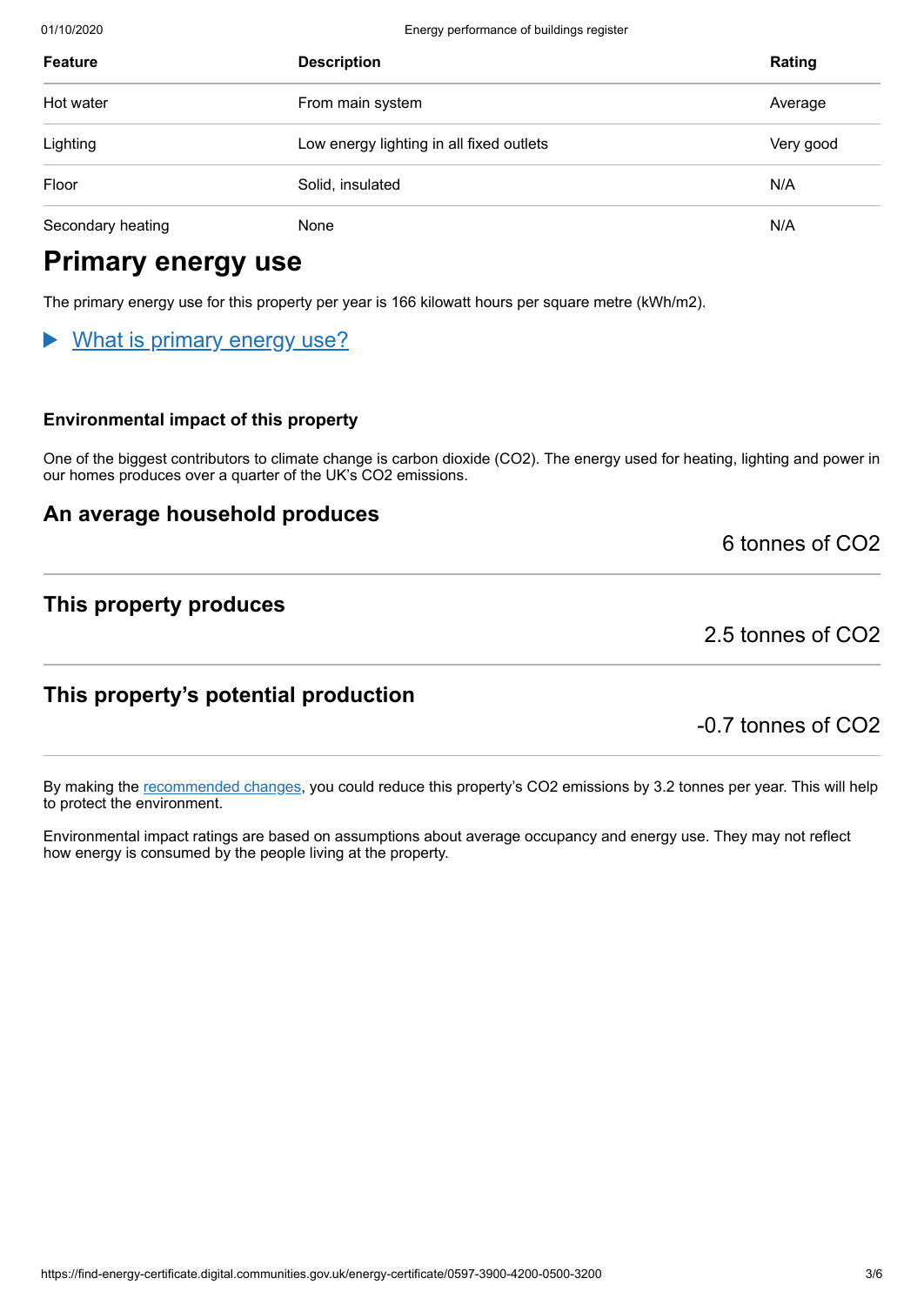| Feature | Description | Rating |
|---|---|---|
| Hot water | From main system | Average |
| Lighting | Low energy lighting in all fixed outlets | Very good |
| Floor | Solid, insulated | N/A |
| Secondary heating | None | N/A |

# Primary energy use

The primary energy use for this property per year is 166 kilowatt hours per square metre (kWh/m2).

▶ What is primary energy use?

### Environmental impact of this property

One of the biggest contributors to climate change is carbon dioxide ($CO_2$). The energy used for heating, lighting and power in our homes produces over a quarter of the UK's $CO_2$ emissions.

## An average household produces

6 tonnes of $CO_2$

## This property produces

2.5 tonnes of $CO_2$

## This property's potential production

-0.7 tonnes of $CO_2$

By making the recommended changes, you could reduce this property's $CO_2$ emissions by 3.2 tonnes per year. This will help to protect the environment.

Environmental impact ratings are based on assumptions about average occupancy and energy use. They may not reflect how energy is consumed by the people living at the property.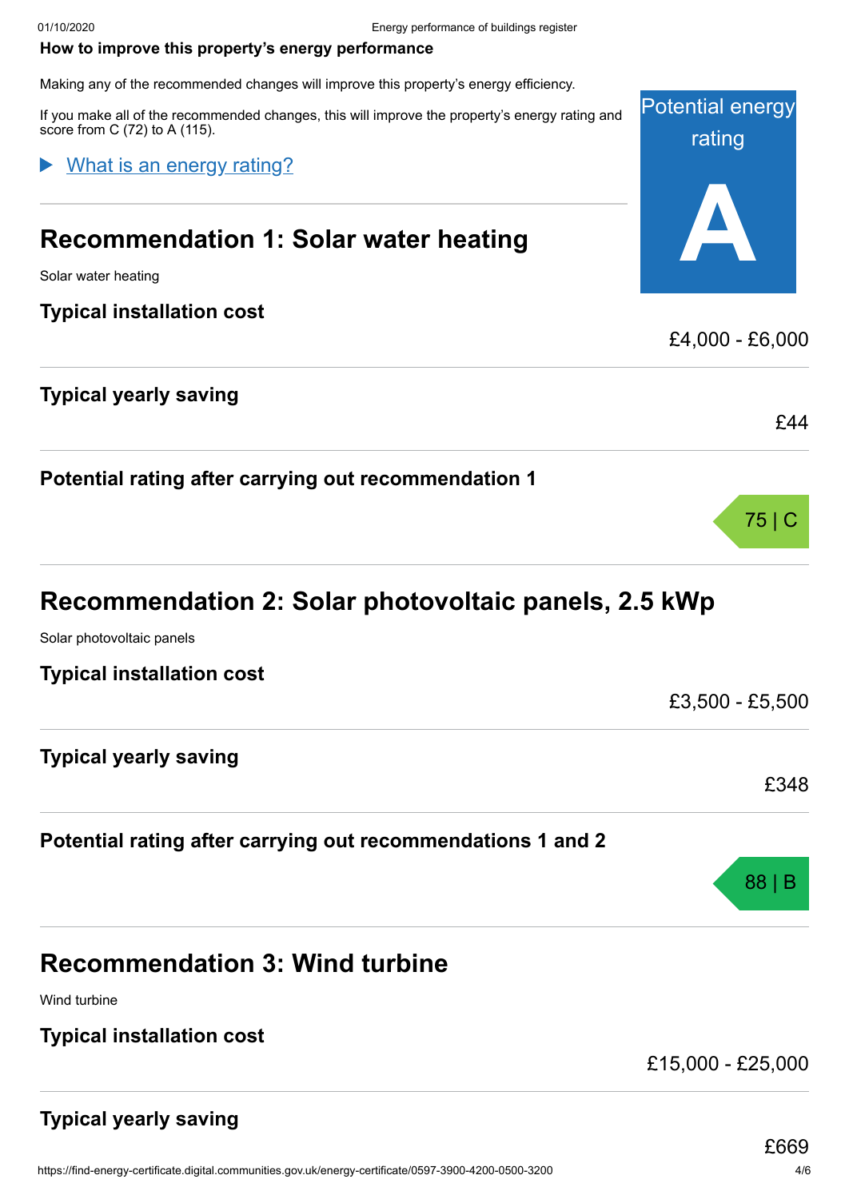**How to improve this property's energy performance**

Making any of the recommended changes will improve this property's energy efficiency.

If you make all of the recommended changes, this will improve the property's energy rating and score from C (72) to A (115).

Potential energy rating

**A**

What is an energy rating?

## Recommendation 1: Solar water heating

Solar water heating

**Typical installation cost**

£4,000 - £6,000

**Typical yearly saving**

£44

**Potential rating after carrying out recommendation 1**

75 | C

## Recommendation 2: Solar photovoltaic panels, 2.5 kWp

Solar photovoltaic panels

**Typical installation cost**

£3,500 - £5,500

**Typical yearly saving**

£348

**Potential rating after carrying out recommendations 1 and 2**

88 | B

## Recommendation 3: Wind turbine

Wind turbine

**Typical installation cost**

£15,000 - £25,000

**Typical yearly saving**

£669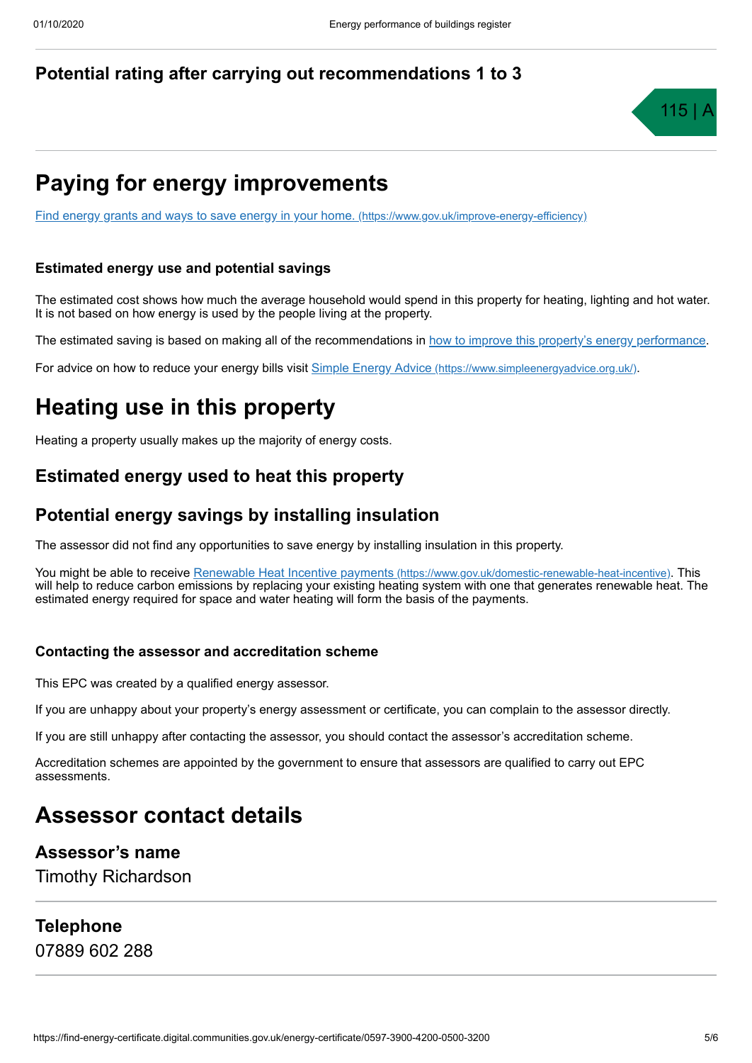### Potential rating after carrying out recommendations 1 to 3

115 | A

## Paying for energy improvements

[Find energy grants and ways to save energy in your home. (https://www.gov.uk/improve-energy-efficiency)](https://www.gov.uk/improve-energy-efficiency)

#### Estimated energy use and potential savings

The estimated cost shows how much the average household would spend in this property for heating, lighting and hot water. It is not based on how energy is used by the people living at the property.

The estimated saving is based on making all of the recommendations in how to improve this property's energy performance.

For advice on how to reduce your energy bills visit [Simple Energy Advice (https://www.simpleenergyadvice.org.uk/)](https://www.simpleenergyadvice.org.uk/).

## Heating use in this property

Heating a property usually makes up the majority of energy costs.

### Estimated energy used to heat this property

### Potential energy savings by installing insulation

The assessor did not find any opportunities to save energy by installing insulation in this property.

You might be able to receive [Renewable Heat Incentive payments (https://www.gov.uk/domestic-renewable-heat-incentive)](https://www.gov.uk/domestic-renewable-heat-incentive). This will help to reduce carbon emissions by replacing your existing heating system with one that generates renewable heat. The estimated energy required for space and water heating will form the basis of the payments.

#### Contacting the assessor and accreditation scheme

This EPC was created by a qualified energy assessor.

If you are unhappy about your property's energy assessment or certificate, you can complain to the assessor directly.

If you are still unhappy after contacting the assessor, you should contact the assessor's accreditation scheme.

Accreditation schemes are appointed by the government to ensure that assessors are qualified to carry out EPC assessments.

## Assessor contact details

### Assessor's name

Timothy Richardson

### Telephone

07889 602 288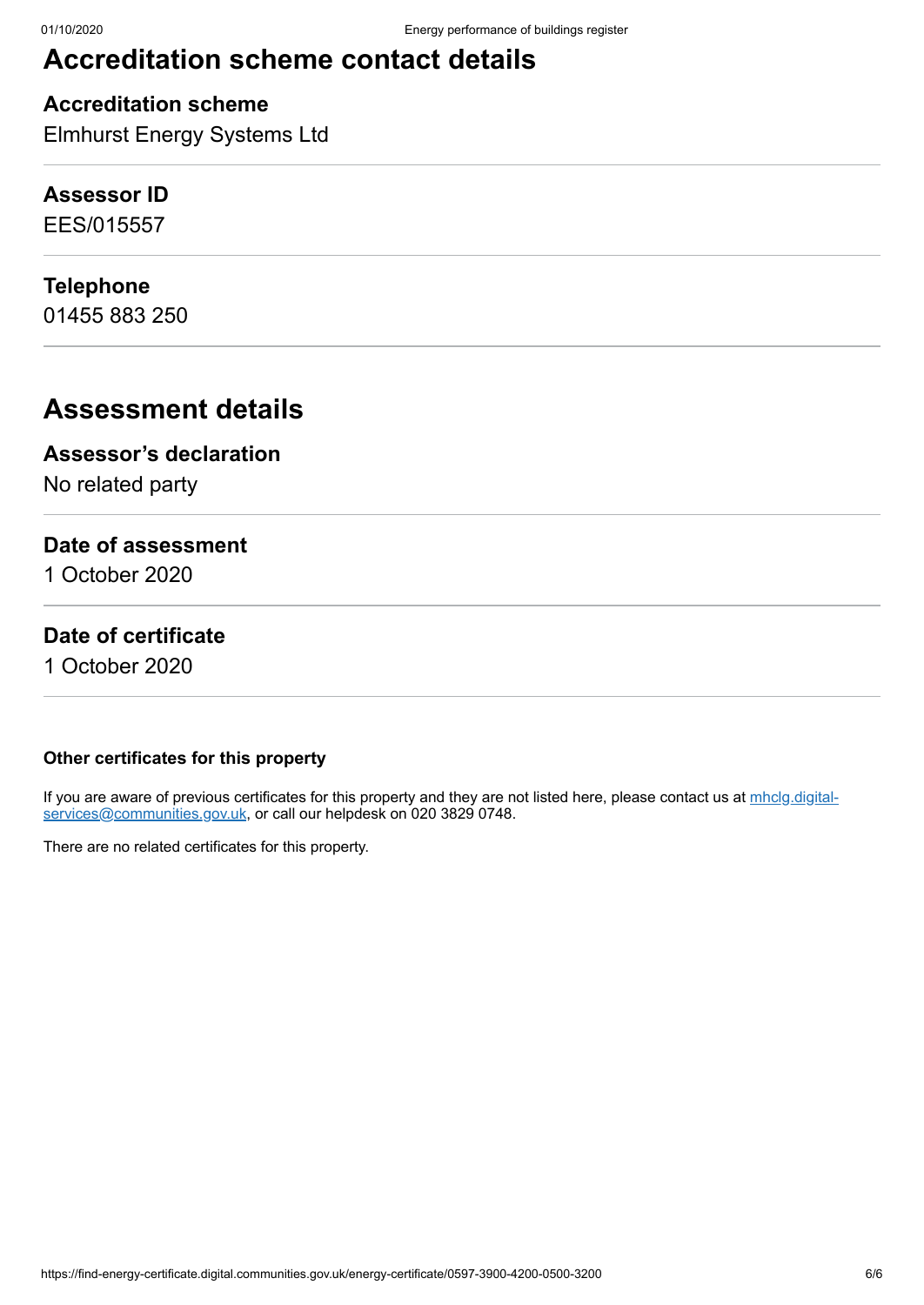# Accreditation scheme contact details

### Accreditation scheme

Elmhurst Energy Systems Ltd

### Assessor ID

EES/015557

### Telephone

01455 883 250

# Assessment details

### Assessor's declaration

No related party

### Date of assessment

1 October 2020

### Date of certificate

1 October 2020

#### Other certificates for this property

If you are aware of previous certificates for this property and they are not listed here, please contact us at mhclg.digital-services@communities.gov.uk, or call our helpdesk on 020 3829 0748.

There are no related certificates for this property.